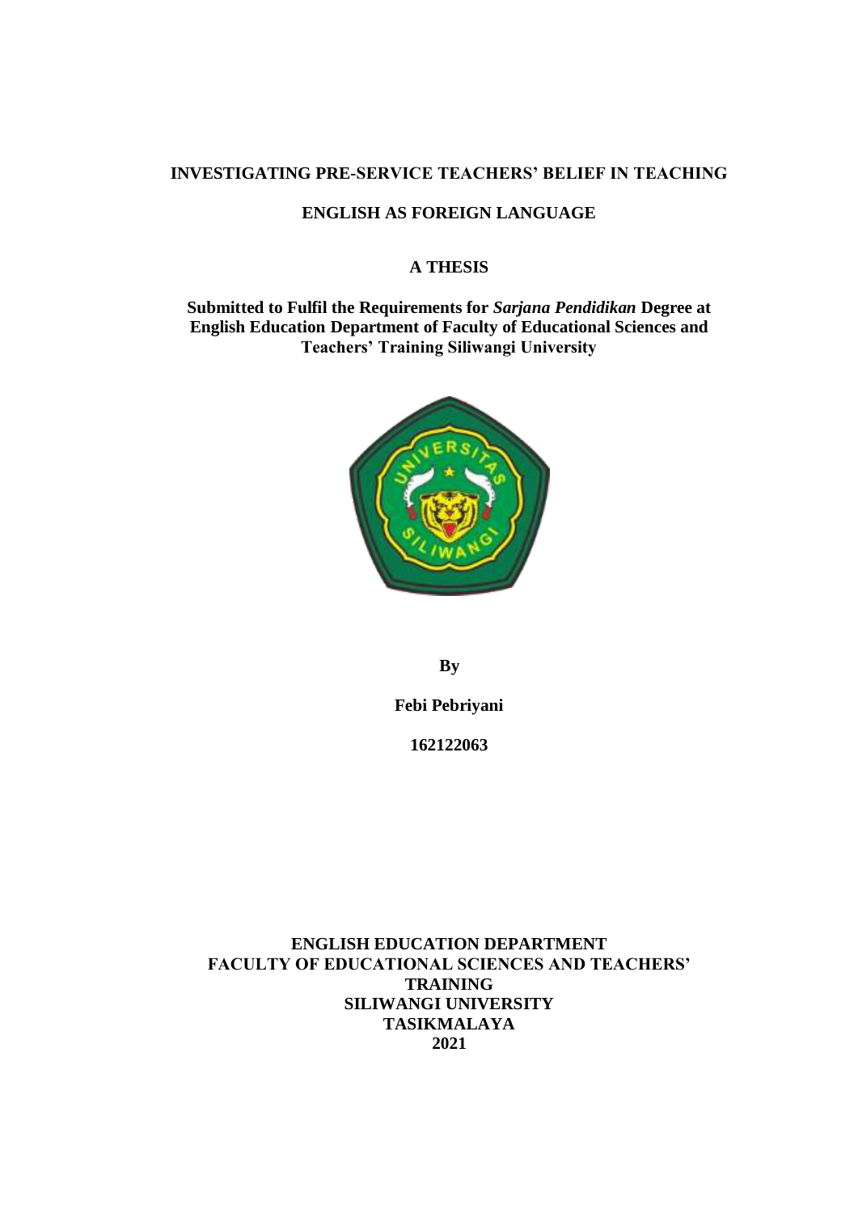# INVESTIGATING PRE-SERVICE TEACHERS' BELIEF IN TEACHING ENGLISH AS FOREIGN LANGUAGE

## A THESIS

**Submitted to Fulfil the Requirements for *Sarjana Pendidikan* Degree at English Education Department of Faculty of Educational Sciences and Teachers' Training Siliwangi University**

**By**

**Febi Pebriyani**

**162122063**

**ENGLISH EDUCATION DEPARTMENT**
**FACULTY OF EDUCATIONAL SCIENCES AND TEACHERS' TRAINING**
**SILIWANGI UNIVERSITY**
**TASIKMALAYA**
**2021**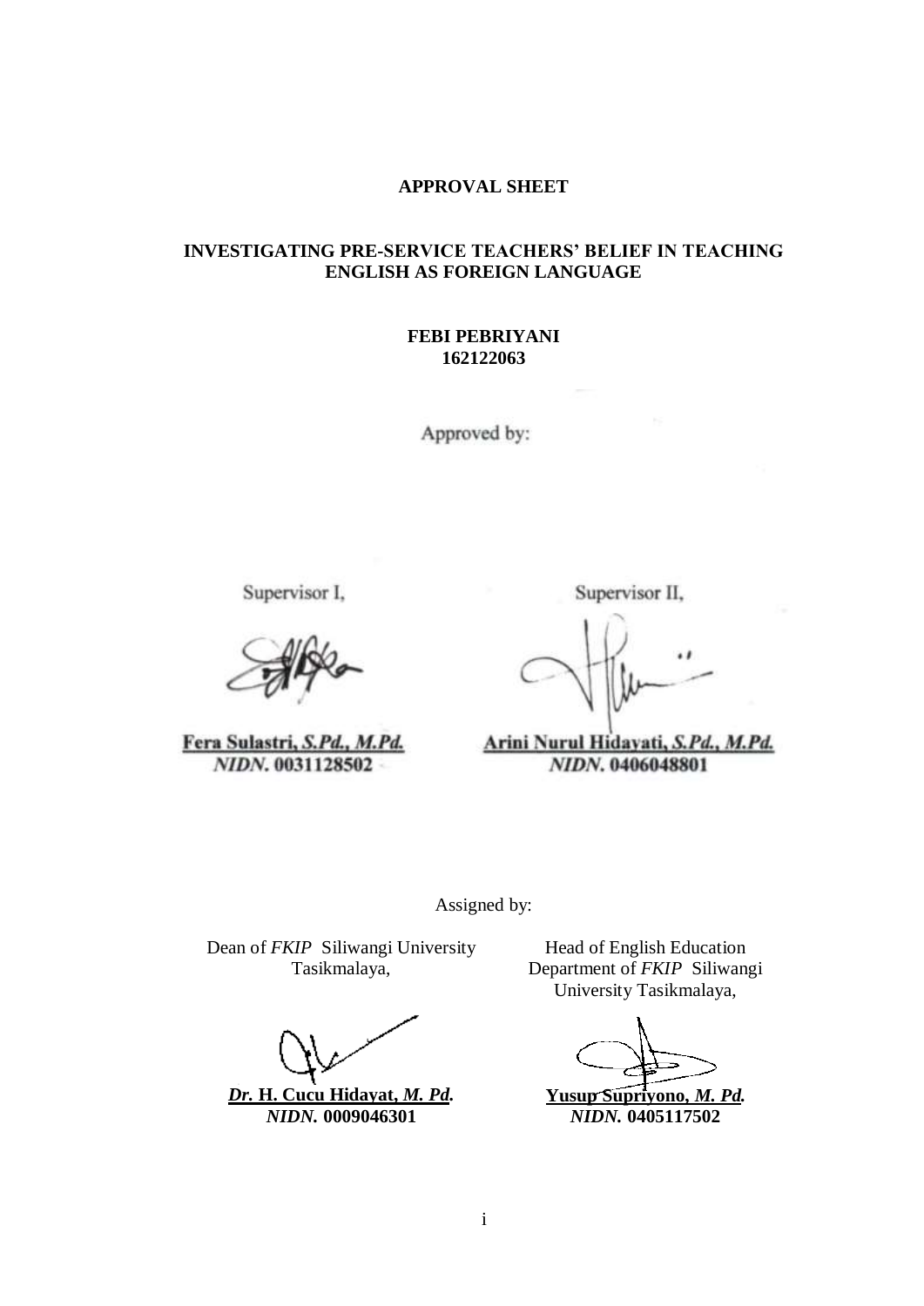**APPROVAL SHEET**

**INVESTIGATING PRE-SERVICE TEACHERS' BELIEF IN TEACHING ENGLISH AS FOREIGN LANGUAGE**

**FEBI PEBRIYANI**
**162122063**

Approved by:

Supervisor I,

**Fera Sulastri, *S.Pd., M.Pd.***
***NIDN.* 0031128502**

Supervisor II,

**Arini Nurul Hidayati, *S.Pd., M.Pd.***
***NIDN.* 0406048801**

Assigned by:

Dean of *FKIP* Siliwangi University Tasikmalaya,

***Dr.* H. Cucu Hidayat, *M. Pd.***
***NIDN.* 0009046301**

Head of English Education Department of *FKIP* Siliwangi University Tasikmalaya,

**Yusup Supriyono, *M. Pd.***
***NIDN.* 0405117502**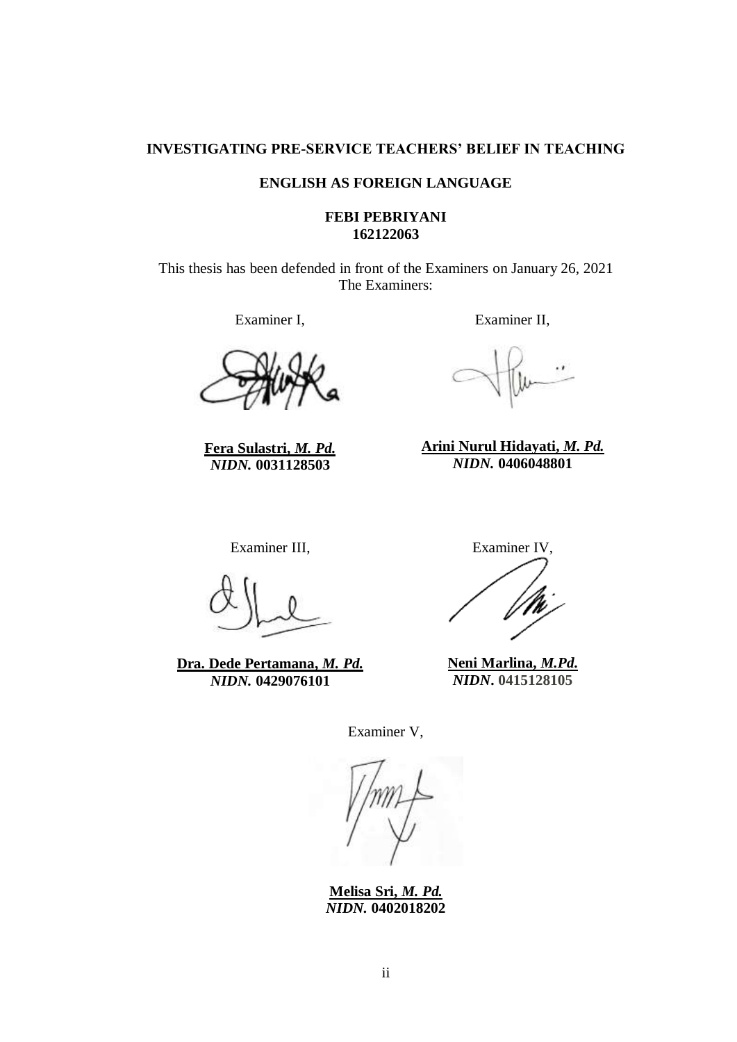**INVESTIGATING PRE-SERVICE TEACHERS' BELIEF IN TEACHING**

**ENGLISH AS FOREIGN LANGUAGE**

**FEBI PEBRIYANI**
**162122063**

This thesis has been defended in front of the Examiners on January 26, 2021
The Examiners:

Examiner I,

**Fera Sulastri, *M. Pd.***
***NIDN.* 0031128503**

Examiner II,

**Arini Nurul Hidayati, *M. Pd.***
***NIDN.* 0406048801**

Examiner III,

**Dra. Dede Pertamana, *M. Pd.***
***NIDN.* 0429076101**

Examiner IV,

**Neni Marlina, *M.Pd.***
***NIDN*. 0415128105**

Examiner V,

**Melisa Sri, *M. Pd.***
***NIDN.* 0402018202**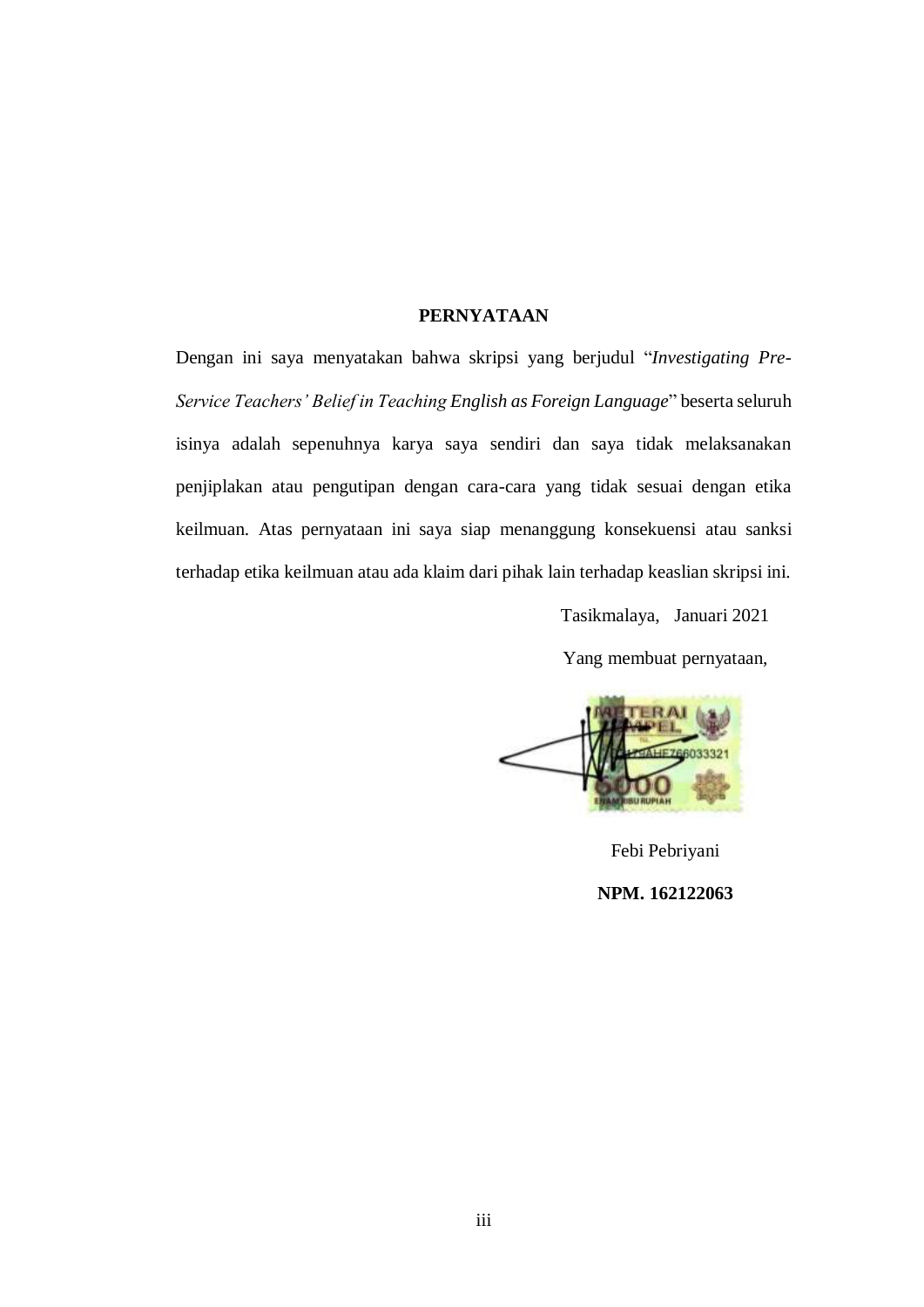**PERNYATAAN**

Dengan ini saya menyatakan bahwa skripsi yang berjudul "*Investigating Pre-Service Teachers' Belief in Teaching English as Foreign Language*" beserta seluruh isinya adalah sepenuhnya karya saya sendiri dan saya tidak melaksanakan penjiplakan atau pengutipan dengan cara-cara yang tidak sesuai dengan etika keilmuan. Atas pernyataan ini saya siap menanggung konsekuensi atau sanksi terhadap etika keilmuan atau ada klaim dari pihak lain terhadap keaslian skripsi ini.

Tasikmalaya, Januari 2021

Yang membuat pernyataan,

Febi Pebriyani

**NPM. 162122063**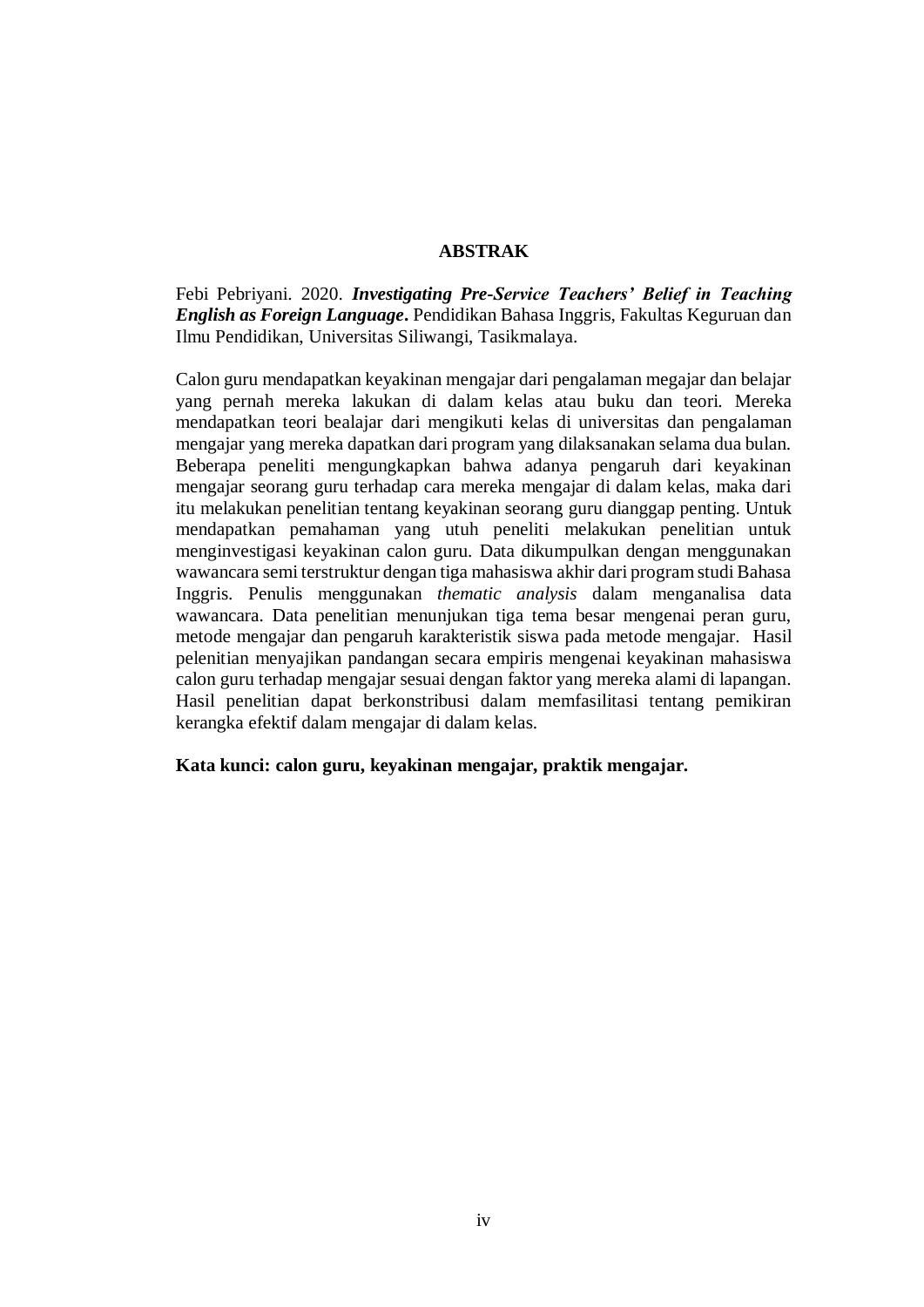# ABSTRAK

Febi Pebriyani. 2020. ***Investigating Pre-Service Teachers' Belief in Teaching English as Foreign Language*.** Pendidikan Bahasa Inggris, Fakultas Keguruan dan Ilmu Pendidikan, Universitas Siliwangi, Tasikmalaya.

Calon guru mendapatkan keyakinan mengajar dari pengalaman megajar dan belajar yang pernah mereka lakukan di dalam kelas atau buku dan teori. Mereka mendapatkan teori bealajar dari mengikuti kelas di universitas dan pengalaman mengajar yang mereka dapatkan dari program yang dilaksanakan selama dua bulan. Beberapa peneliti mengungkapkan bahwa adanya pengaruh dari keyakinan mengajar seorang guru terhadap cara mereka mengajar di dalam kelas, maka dari itu melakukan penelitian tentang keyakinan seorang guru dianggap penting. Untuk mendapatkan pemahaman yang utuh peneliti melakukan penelitian untuk menginvestigasi keyakinan calon guru. Data dikumpulkan dengan menggunakan wawancara semi terstruktur dengan tiga mahasiswa akhir dari program studi Bahasa Inggris. Penulis menggunakan *thematic analysis* dalam menganalisa data wawancara. Data penelitian menunjukan tiga tema besar mengenai peran guru, metode mengajar dan pengaruh karakteristik siswa pada metode mengajar. Hasil pelenitian menyajikan pandangan secara empiris mengenai keyakinan mahasiswa calon guru terhadap mengajar sesuai dengan faktor yang mereka alami di lapangan. Hasil penelitian dapat berkonstribusi dalam memfasilitasi tentang pemikiran kerangka efektif dalam mengajar di dalam kelas.

**Kata kunci: calon guru, keyakinan mengajar, praktik mengajar.**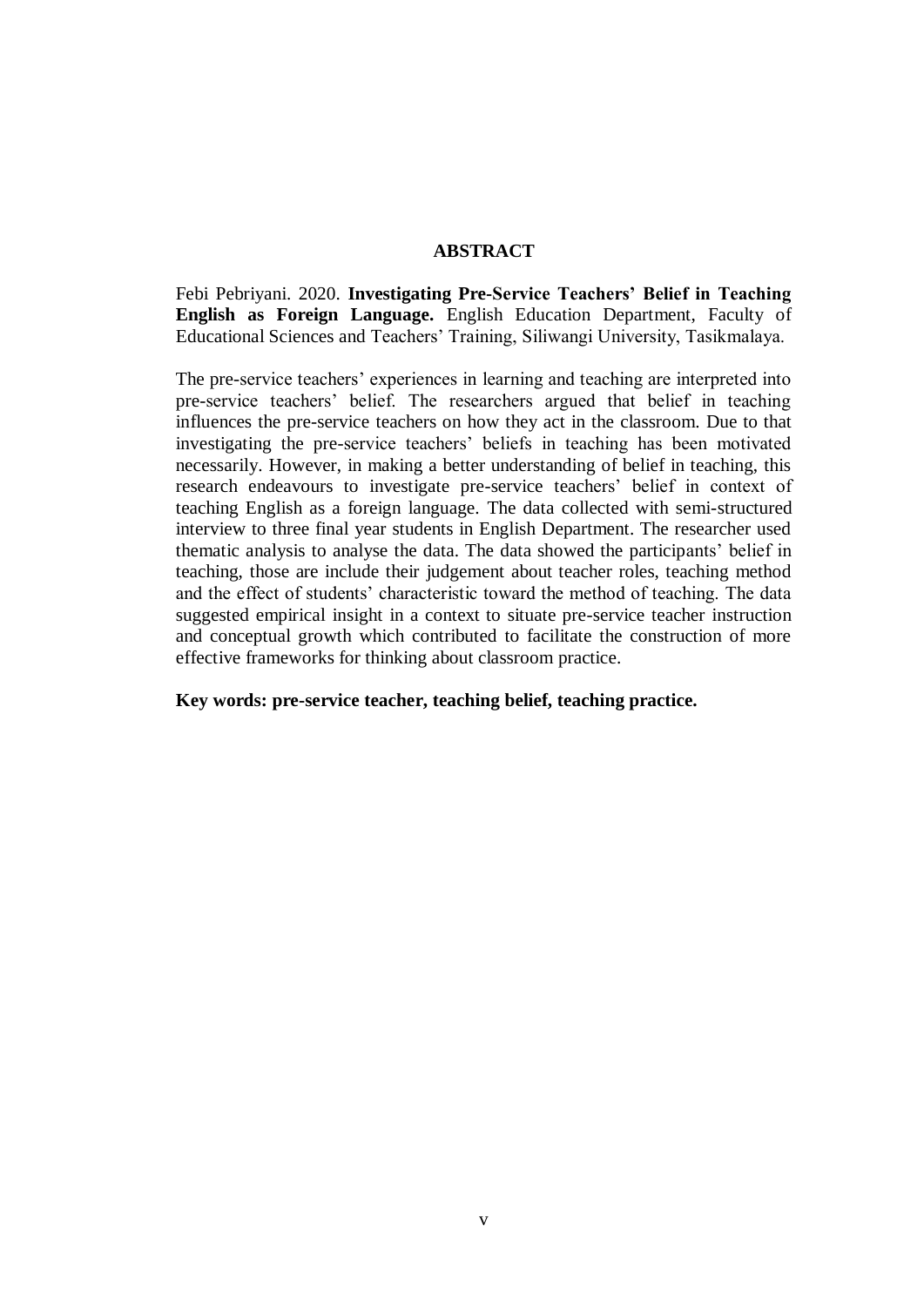## ABSTRACT

Febi Pebriyani. 2020. **Investigating Pre-Service Teachers' Belief in Teaching English as Foreign Language.** English Education Department, Faculty of Educational Sciences and Teachers' Training, Siliwangi University, Tasikmalaya.

The pre-service teachers' experiences in learning and teaching are interpreted into pre-service teachers' belief. The researchers argued that belief in teaching influences the pre-service teachers on how they act in the classroom. Due to that investigating the pre-service teachers' beliefs in teaching has been motivated necessarily. However, in making a better understanding of belief in teaching, this research endeavours to investigate pre-service teachers' belief in context of teaching English as a foreign language. The data collected with semi-structured interview to three final year students in English Department. The researcher used thematic analysis to analyse the data. The data showed the participants' belief in teaching, those are include their judgement about teacher roles, teaching method and the effect of students' characteristic toward the method of teaching. The data suggested empirical insight in a context to situate pre-service teacher instruction and conceptual growth which contributed to facilitate the construction of more effective frameworks for thinking about classroom practice.

**Key words: pre-service teacher, teaching belief, teaching practice.**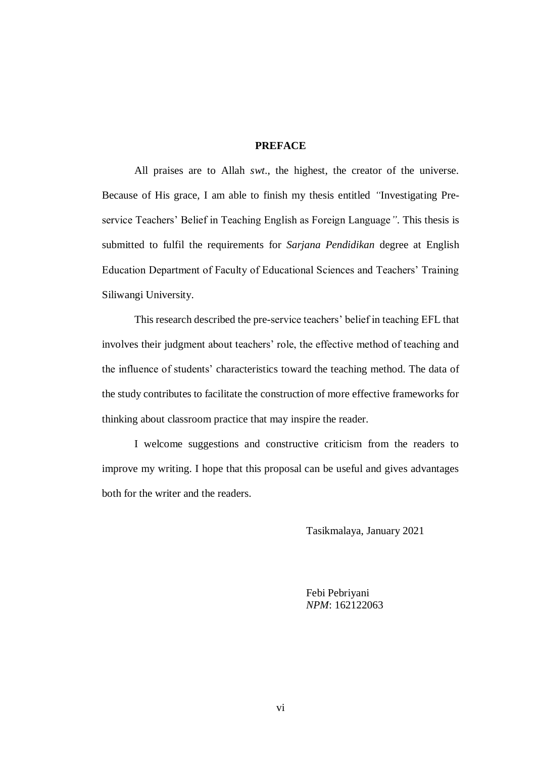## PREFACE

All praises are to Allah *swt*., the highest, the creator of the universe. Because of His grace, I am able to finish my thesis entitled *"*Investigating Pre-service Teachers' Belief in Teaching English as Foreign Language*"*. This thesis is submitted to fulfil the requirements for *Sarjana Pendidikan* degree at English Education Department of Faculty of Educational Sciences and Teachers' Training Siliwangi University.

This research described the pre-service teachers' belief in teaching EFL that involves their judgment about teachers' role, the effective method of teaching and the influence of students' characteristics toward the teaching method. The data of the study contributes to facilitate the construction of more effective frameworks for thinking about classroom practice that may inspire the reader.

I welcome suggestions and constructive criticism from the readers to improve my writing. I hope that this proposal can be useful and gives advantages both for the writer and the readers.

Tasikmalaya, January 2021

Febi Pebriyani
*NPM*: 162122063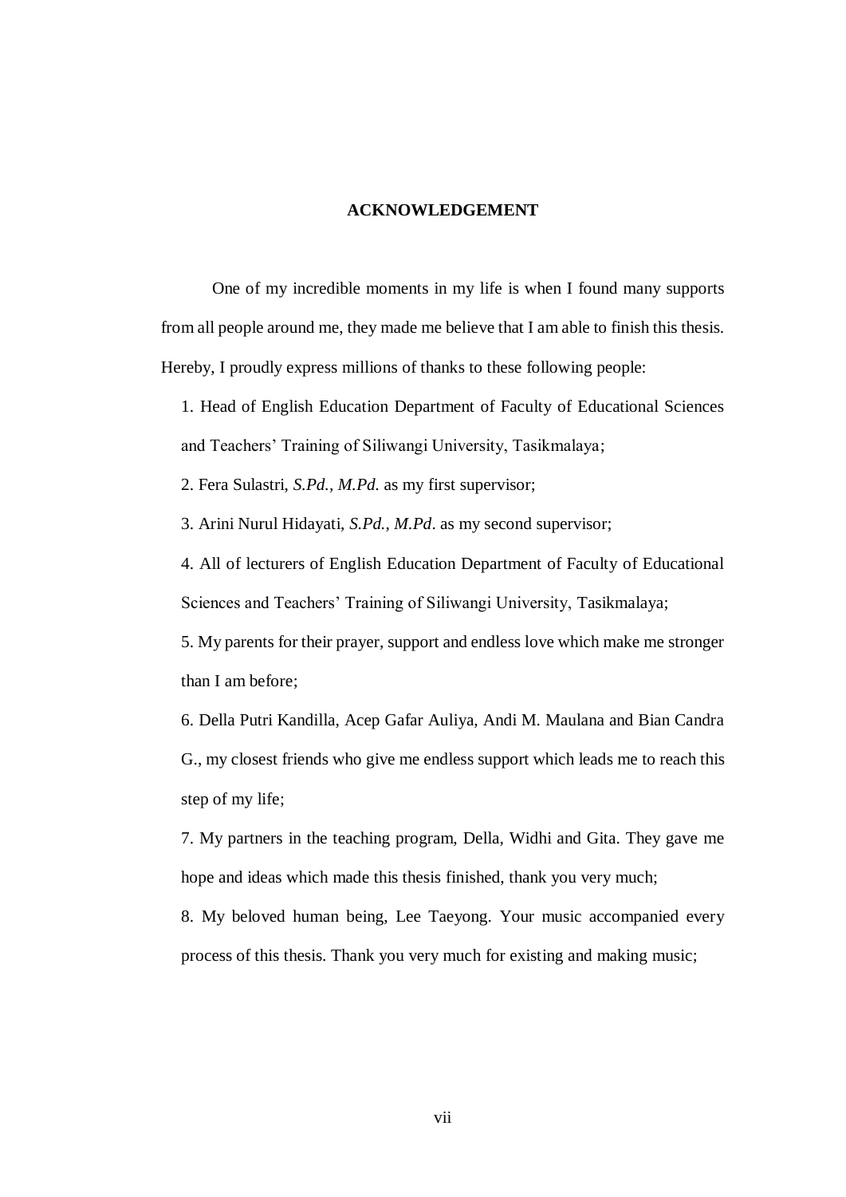## ACKNOWLEDGEMENT

One of my incredible moments in my life is when I found many supports from all people around me, they made me believe that I am able to finish this thesis. Hereby, I proudly express millions of thanks to these following people:

1. Head of English Education Department of Faculty of Educational Sciences and Teachers' Training of Siliwangi University, Tasikmalaya;
2. Fera Sulastri, *S.Pd., M.Pd.* as my first supervisor;
3. Arini Nurul Hidayati, *S.Pd., M.Pd*. as my second supervisor;
4. All of lecturers of English Education Department of Faculty of Educational Sciences and Teachers' Training of Siliwangi University, Tasikmalaya;
5. My parents for their prayer, support and endless love which make me stronger than I am before;
6. Della Putri Kandilla, Acep Gafar Auliya, Andi M. Maulana and Bian Candra G., my closest friends who give me endless support which leads me to reach this step of my life;
7. My partners in the teaching program, Della, Widhi and Gita. They gave me hope and ideas which made this thesis finished, thank you very much;
8. My beloved human being, Lee Taeyong. Your music accompanied every process of this thesis. Thank you very much for existing and making music;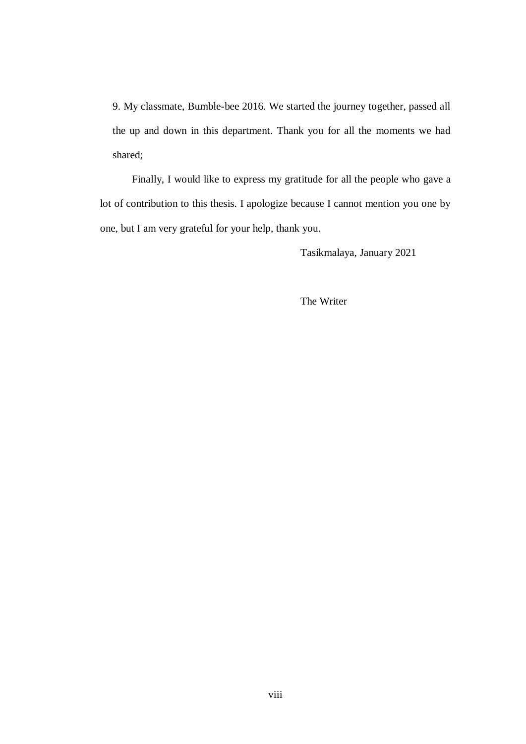9. My classmate, Bumble-bee 2016. We started the journey together, passed all the up and down in this department. Thank you for all the moments we had shared;

Finally, I would like to express my gratitude for all the people who gave a lot of contribution to this thesis. I apologize because I cannot mention you one by one, but I am very grateful for your help, thank you.

Tasikmalaya, January 2021

The Writer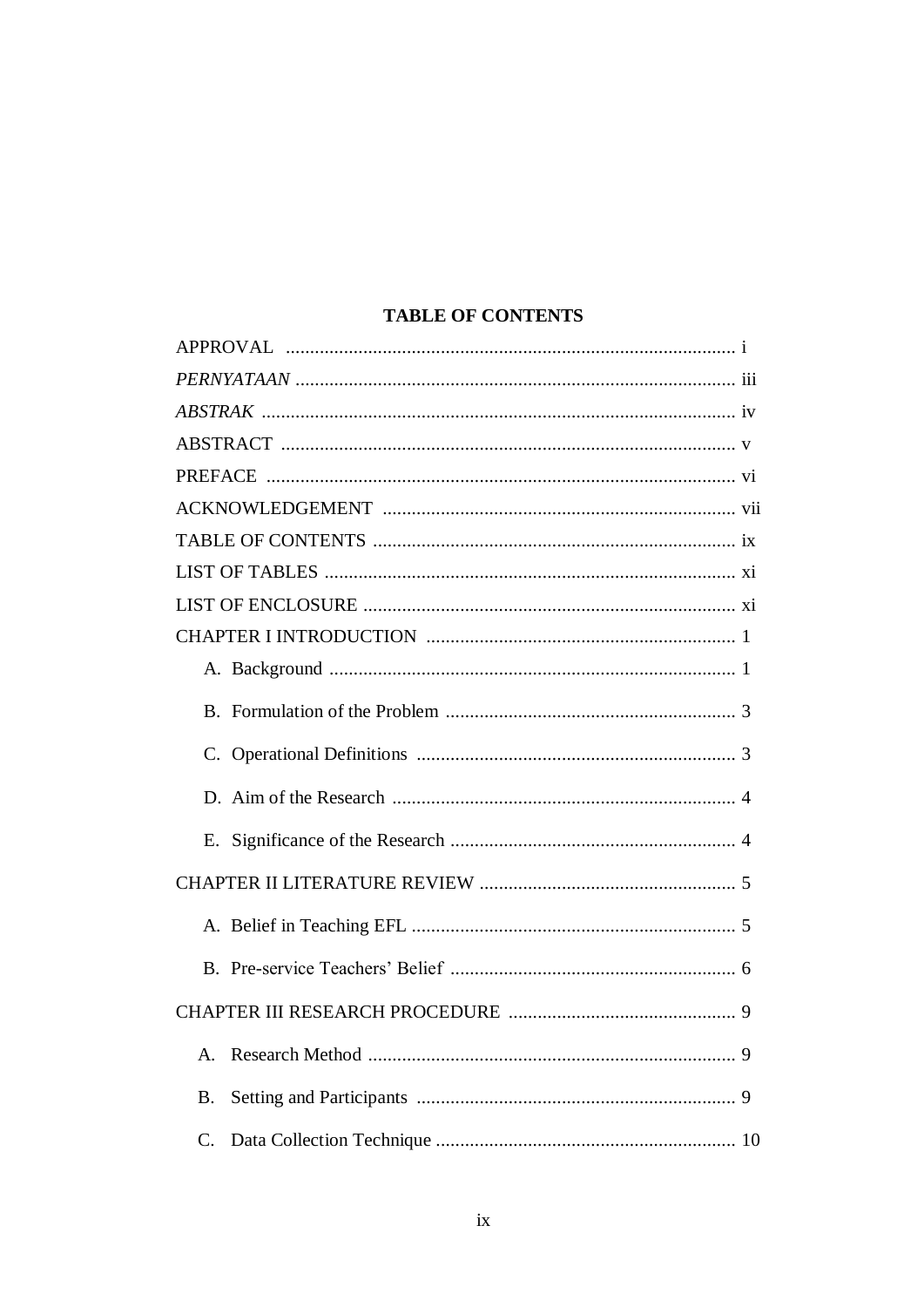# TABLE OF CONTENTS

APPROVAL ..................................................................................... i

*PERNYATAAN* ................................................................................ iii

*ABSTRAK* ...................................................................................... iv

ABSTRACT ..................................................................................... v

PREFACE ....................................................................................... vi

ACKNOWLEDGEMENT ................................................................ vii

TABLE OF CONTENTS .................................................................. ix

LIST OF TABLES ........................................................................... xi

LIST OF ENCLOSURE ................................................................... xi

CHAPTER I INTRODUCTION ........................................................ 1

A. Background ................................................................................ 1

B. Formulation of the Problem ........................................................ 3

C. Operational Definitions .............................................................. 3

D. Aim of the Research ................................................................... 4

E. Significance of the Research ...................................................... 4

CHAPTER II LITERATURE REVIEW ............................................. 5

A. Belief in Teaching EFL ............................................................... 5

B. Pre-service Teachers' Belief ....................................................... 6

CHAPTER III RESEARCH PROCEDURE ....................................... 9

A. Research Method ........................................................................ 9

B. Setting and Participants .............................................................. 9

C. Data Collection Technique ......................................................... 10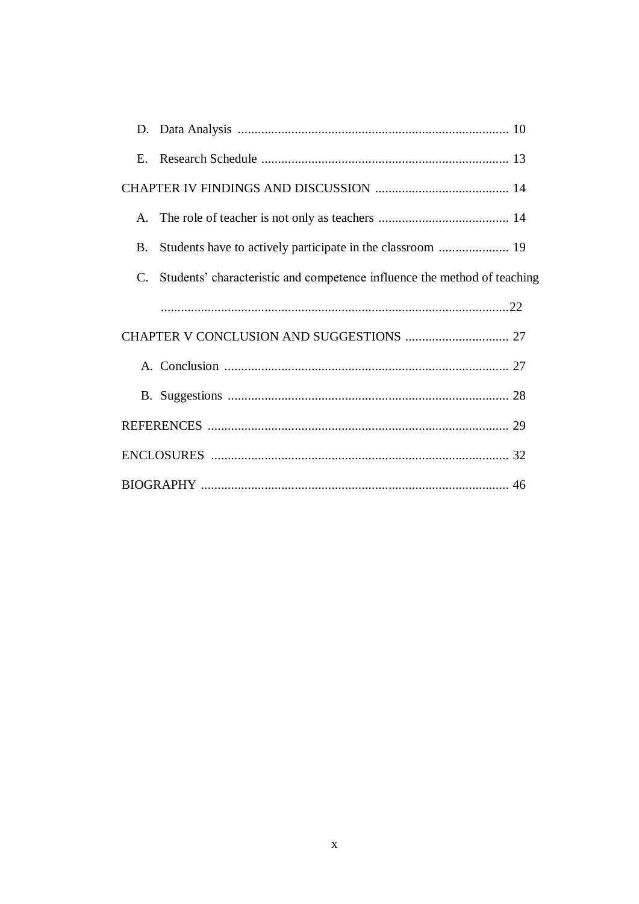D. Data Analysis .................................................................................. 10

E. Research Schedule .......................................................................... 13

CHAPTER IV FINDINGS AND DISCUSSION ........................................ 14

A. The role of teacher is not only as teachers ....................................... 14

B. Students have to actively participate in the classroom ..................... 19

C. Students' characteristic and competence influence the method of teaching ..........................................................................................................22

CHAPTER V CONCLUSION AND SUGGESTIONS ............................... 27

A. Conclusion ...................................................................................... 27

B. Suggestions ..................................................................................... 28

REFERENCES .......................................................................................... 29

ENCLOSURES ......................................................................................... 32

BIOGRAPHY ............................................................................................ 46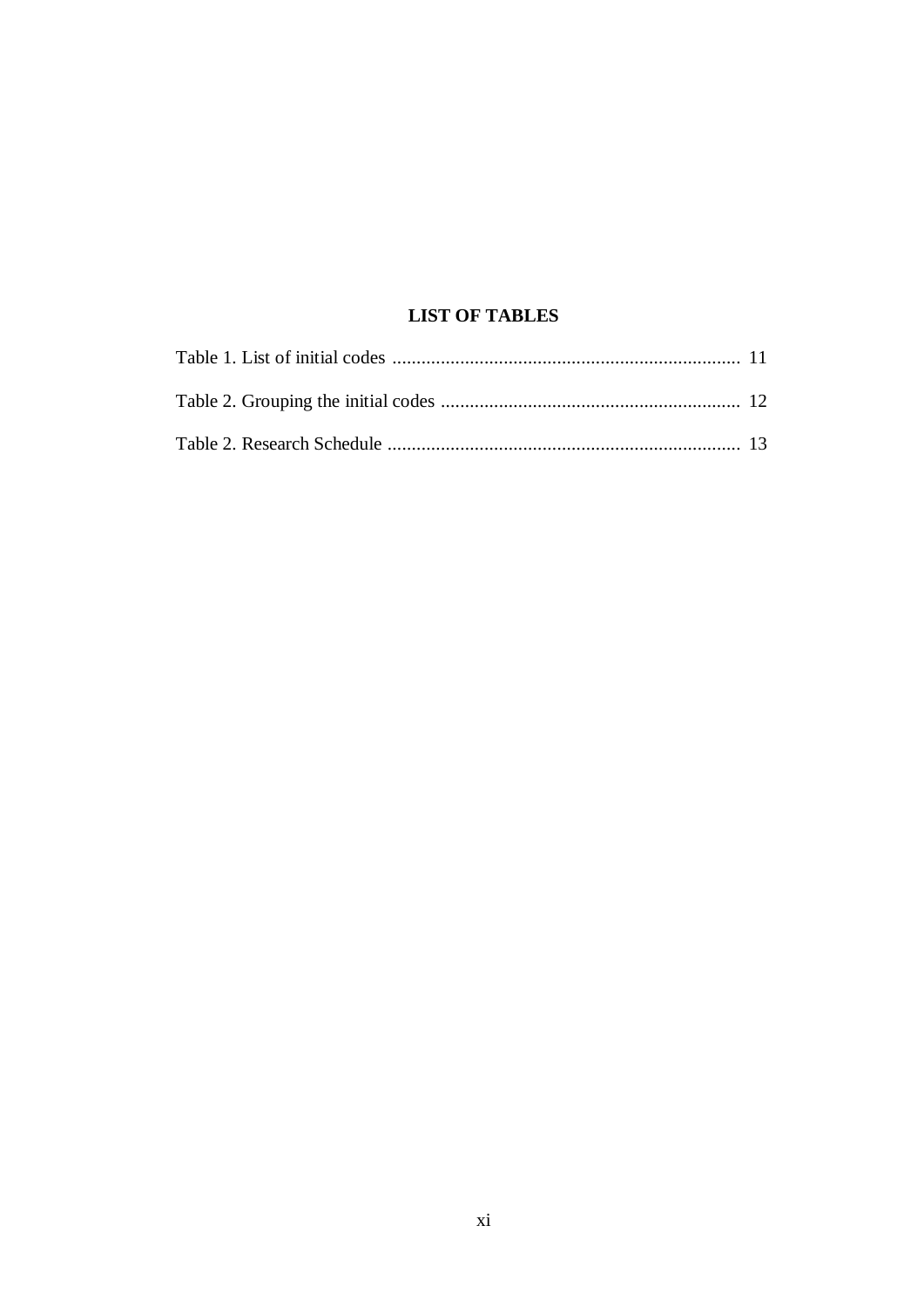# LIST OF TABLES

Table 1. List of initial codes ........................................................................ 11

Table 2. Grouping the initial codes .............................................................. 12

Table 2. Research Schedule ......................................................................... 13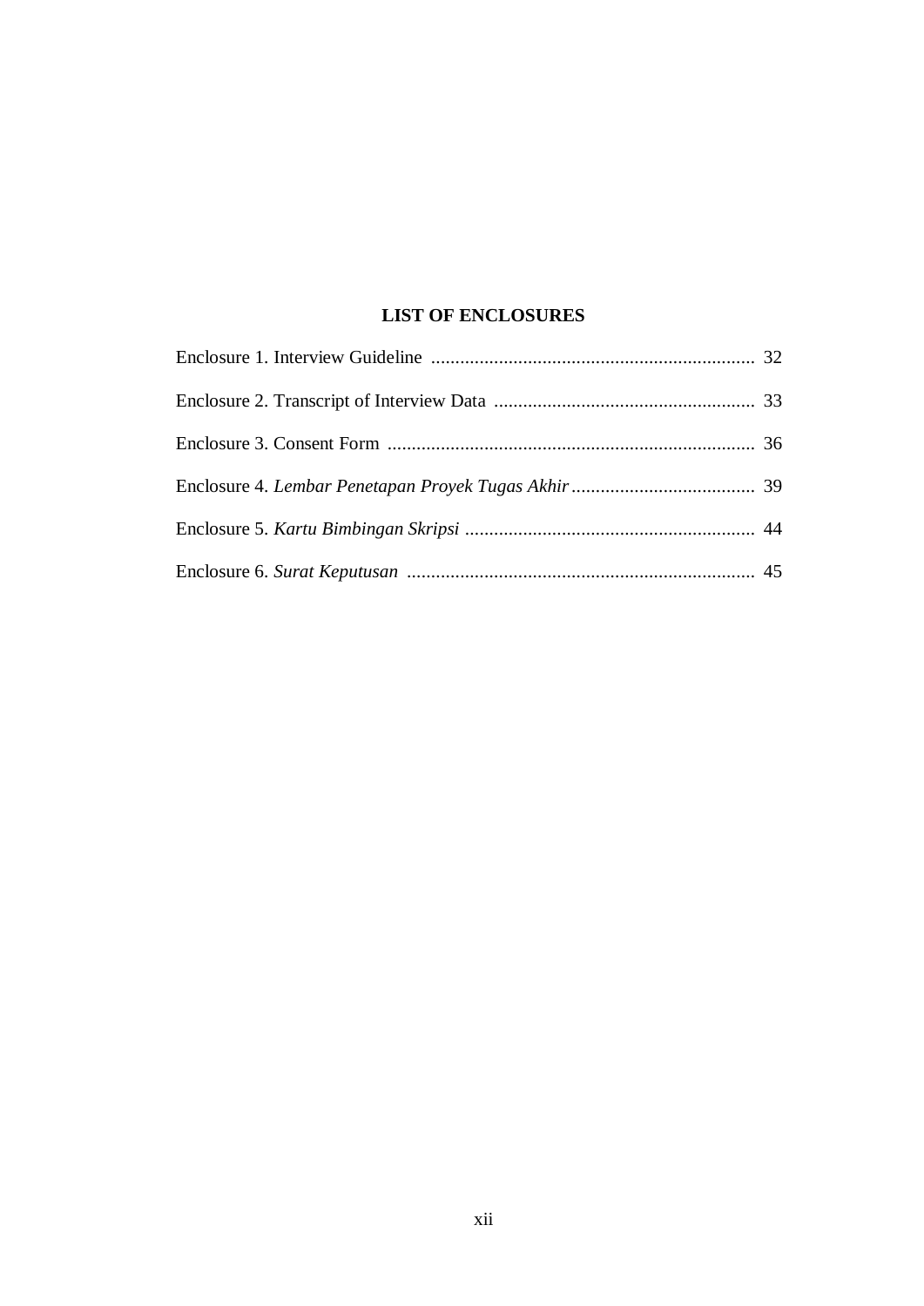## LIST OF ENCLOSURES

Enclosure 1. Interview Guideline ................................................................... 32

Enclosure 2. Transcript of Interview Data ...................................................... 33

Enclosure 3. Consent Form ............................................................................ 36

Enclosure 4. *Lembar Penetapan Proyek Tugas Akhir* ...................................... 39

Enclosure 5. *Kartu Bimbingan Skripsi* ............................................................ 44

Enclosure 6. *Surat Keputusan* ........................................................................ 45